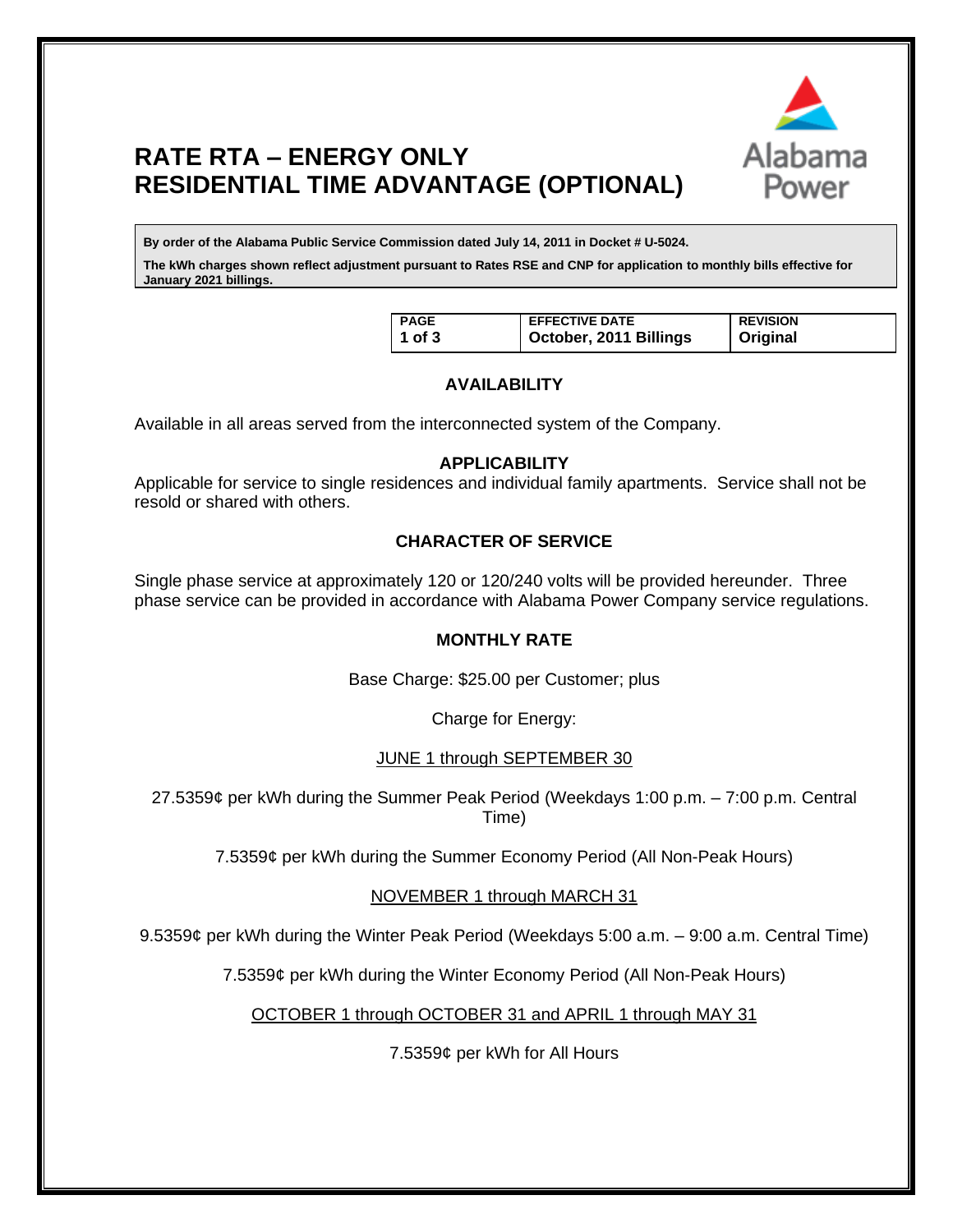# RATE RTA – ENERGY ONLY
# RESIDENTIAL TIME ADVANTAGE (OPTIONAL)

Alabama Power

**By order of the Alabama Public Service Commission dated July 14, 2011 in Docket # U-5024.**

**The kWh charges shown reflect adjustment pursuant to Rates RSE and CNP for application to monthly bills effective for January 2021 billings.**

| PAGE | EFFECTIVE DATE | REVISION |
|---|---|---|
| 1 of 3 | October, 2011 Billings | Original |

## AVAILABILITY

Available in all areas served from the interconnected system of the Company.

## APPLICABILITY

Applicable for service to single residences and individual family apartments. Service shall not be resold or shared with others.

## CHARACTER OF SERVICE

Single phase service at approximately 120 or 120/240 volts will be provided hereunder. Three phase service can be provided in accordance with Alabama Power Company service regulations.

## MONTHLY RATE

Base Charge: $25.00 per Customer; plus

Charge for Energy:

JUNE 1 through SEPTEMBER 30

27.5359¢ per kWh during the Summer Peak Period (Weekdays 1:00 p.m. – 7:00 p.m. Central Time)

7.5359¢ per kWh during the Summer Economy Period (All Non-Peak Hours)

NOVEMBER 1 through MARCH 31

9.5359¢ per kWh during the Winter Peak Period (Weekdays 5:00 a.m. – 9:00 a.m. Central Time)

7.5359¢ per kWh during the Winter Economy Period (All Non-Peak Hours)

OCTOBER 1 through OCTOBER 31 and APRIL 1 through MAY 31

7.5359¢ per kWh for All Hours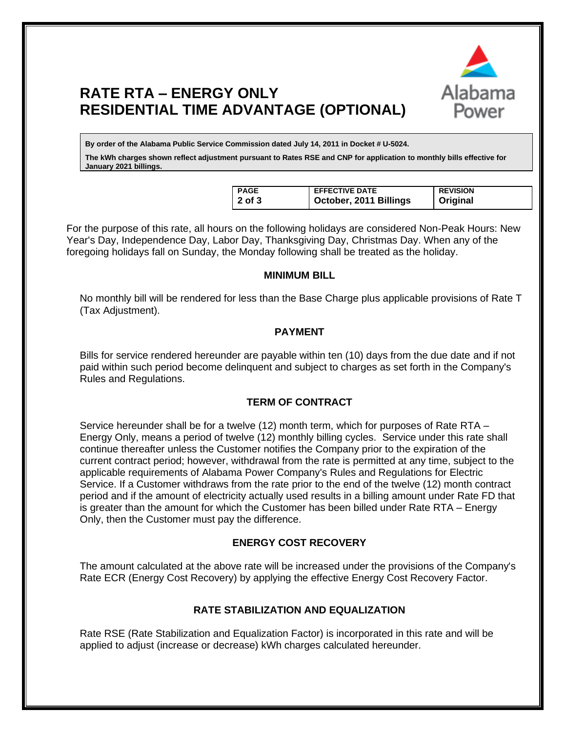# RATE RTA – ENERGY ONLY
# RESIDENTIAL TIME ADVANTAGE (OPTIONAL)

**By order of the Alabama Public Service Commission dated July 14, 2011 in Docket # U-5024.**

**The kWh charges shown reflect adjustment pursuant to Rates RSE and CNP for application to monthly bills effective for January 2021 billings.**

| PAGE | EFFECTIVE DATE | REVISION |
| --- | --- | --- |
| 2 of 3 | October, 2011 Billings | Original |

For the purpose of this rate, all hours on the following holidays are considered Non-Peak Hours: New Year's Day, Independence Day, Labor Day, Thanksgiving Day, Christmas Day. When any of the foregoing holidays fall on Sunday, the Monday following shall be treated as the holiday.

## MINIMUM BILL

No monthly bill will be rendered for less than the Base Charge plus applicable provisions of Rate T (Tax Adjustment).

## PAYMENT

Bills for service rendered hereunder are payable within ten (10) days from the due date and if not paid within such period become delinquent and subject to charges as set forth in the Company's Rules and Regulations.

## TERM OF CONTRACT

Service hereunder shall be for a twelve (12) month term, which for purposes of Rate RTA – Energy Only, means a period of twelve (12) monthly billing cycles. Service under this rate shall continue thereafter unless the Customer notifies the Company prior to the expiration of the current contract period; however, withdrawal from the rate is permitted at any time, subject to the applicable requirements of Alabama Power Company's Rules and Regulations for Electric Service. If a Customer withdraws from the rate prior to the end of the twelve (12) month contract period and if the amount of electricity actually used results in a billing amount under Rate FD that is greater than the amount for which the Customer has been billed under Rate RTA – Energy Only, then the Customer must pay the difference.

## ENERGY COST RECOVERY

The amount calculated at the above rate will be increased under the provisions of the Company's Rate ECR (Energy Cost Recovery) by applying the effective Energy Cost Recovery Factor.

## RATE STABILIZATION AND EQUALIZATION

Rate RSE (Rate Stabilization and Equalization Factor) is incorporated in this rate and will be applied to adjust (increase or decrease) kWh charges calculated hereunder.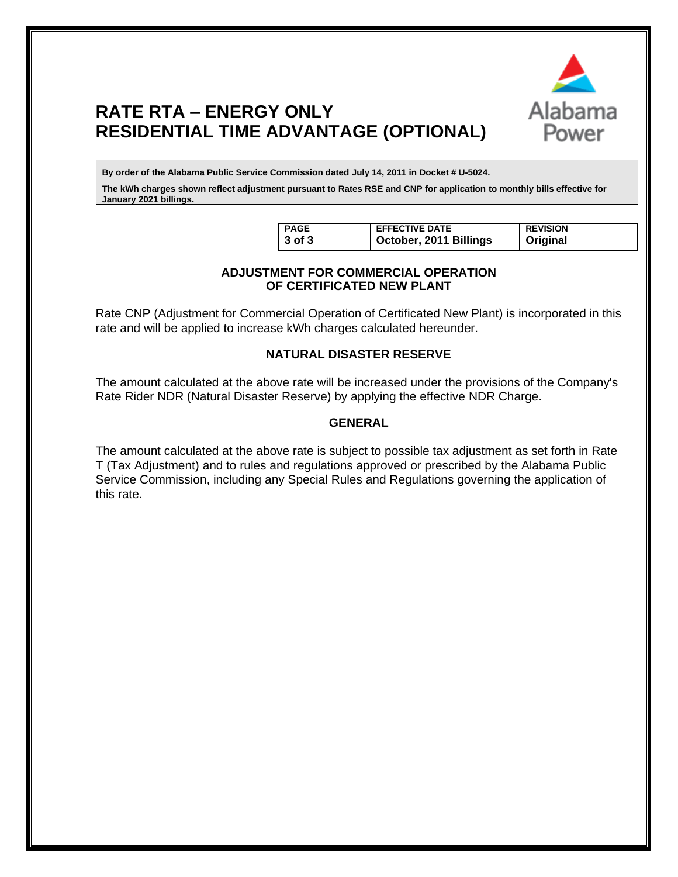# RATE RTA – ENERGY ONLY
# RESIDENTIAL TIME ADVANTAGE (OPTIONAL)

**By order of the Alabama Public Service Commission dated July 14, 2011 in Docket # U-5024.**

**The kWh charges shown reflect adjustment pursuant to Rates RSE and CNP for application to monthly bills effective for January 2021 billings.**

| PAGE | EFFECTIVE DATE | REVISION |
|---|---|---|
| 3 of 3 | October, 2011 Billings | Original |

### ADJUSTMENT FOR COMMERCIAL OPERATION OF CERTIFICATED NEW PLANT

Rate CNP (Adjustment for Commercial Operation of Certificated New Plant) is incorporated in this rate and will be applied to increase kWh charges calculated hereunder.

### NATURAL DISASTER RESERVE

The amount calculated at the above rate will be increased under the provisions of the Company's Rate Rider NDR (Natural Disaster Reserve) by applying the effective NDR Charge.

### GENERAL

The amount calculated at the above rate is subject to possible tax adjustment as set forth in Rate T (Tax Adjustment) and to rules and regulations approved or prescribed by the Alabama Public Service Commission, including any Special Rules and Regulations governing the application of this rate.